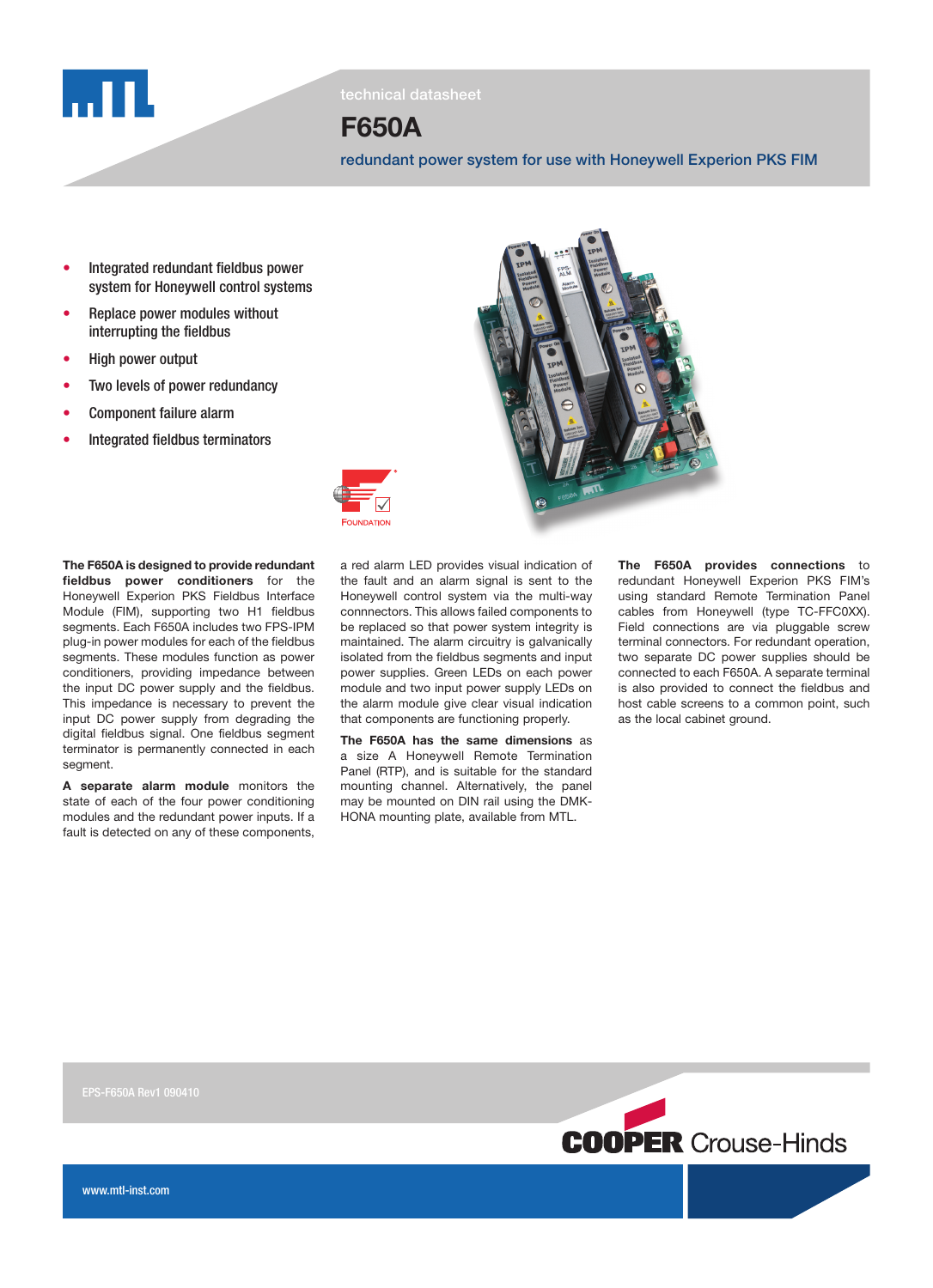technical datasheet

# F650A

## redundant power system for use with Honeywell Experion PKS FIM

- Integrated redundant fieldbus power system for Honeywell control systems
- Replace power modules without interrupting the fieldbus
- High power output
- Two levels of power redundancy
- Component failure alarm
- Integrated fieldbus terminators

**The F650A is designed to provide redundant fieldbus power conditioners** for the Honeywell Experion PKS Fieldbus Interface Module (FIM), supporting two H1 fieldbus segments. Each F650A includes two FPS-IPM plug-in power modules for each of the fieldbus segments. These modules function as power conditioners, providing impedance between the input DC power supply and the fieldbus. This impedance is necessary to prevent the input DC power supply from degrading the digital fieldbus signal. One fieldbus segment terminator is permanently connected in each segment.

**A separate alarm module** monitors the state of each of the four power conditioning modules and the redundant power inputs. If a fault is detected on any of these components, a red alarm LED provides visual indication of the fault and an alarm signal is sent to the Honeywell control system via the multi-way connnectors. This allows failed components to be replaced so that power system integrity is maintained. The alarm circuitry is galvanically isolated from the fieldbus segments and input power supplies. Green LEDs on each power module and two input power supply LEDs on the alarm module give clear visual indication that components are functioning properly.

**The F650A has the same dimensions** as a size A Honeywell Remote Termination Panel (RTP), and is suitable for the standard mounting channel. Alternatively, the panel may be mounted on DIN rail using the DMK-HONA mounting plate, available from MTL.

**The F650A provides connections** to redundant Honeywell Experion PKS FIM's using standard Remote Termination Panel cables from Honeywell (type TC-FFC0XX). Field connections are via pluggable screw terminal connectors. For redundant operation, two separate DC power supplies should be connected to each F650A. A separate terminal is also provided to connect the fieldbus and host cable screens to a common point, such as the local cabinet ground.

EPS-F650A Rev1 090410

www.mtl-inst.com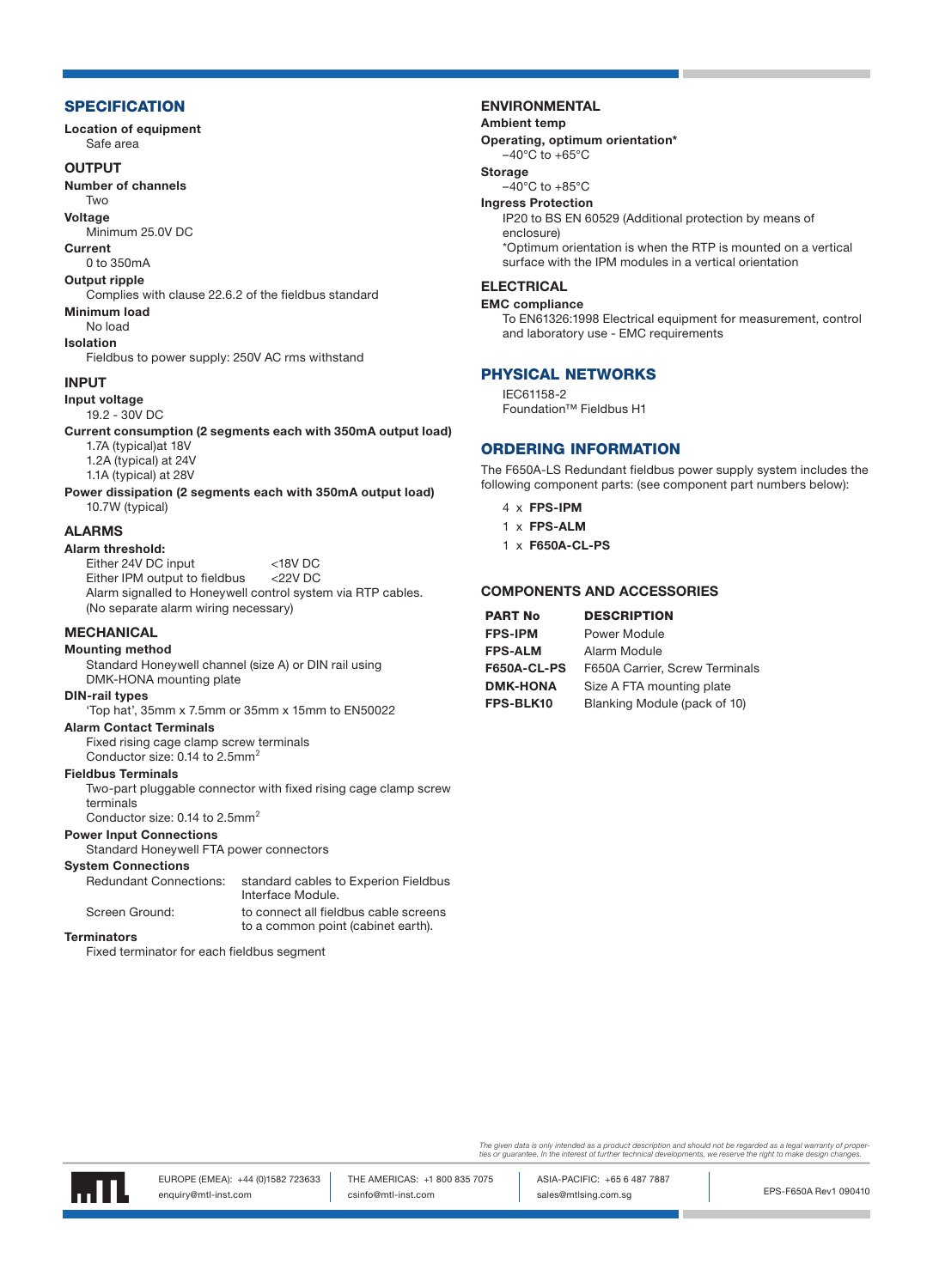## SPECIFICATION

**Location of equipment**
Safe area

### OUTPUT

**Number of channels**
Two

**Voltage**
Minimum 25.0V DC

**Current**
0 to 350mA

**Output ripple**
Complies with clause 22.6.2 of the fieldbus standard

**Minimum load**
No load

**Isolation**
Fieldbus to power supply: 250V AC rms withstand

### INPUT

**Input voltage**
19.2 - 30V DC

**Current consumption (2 segments each with 350mA output load)**
1.7A (typical)at 18V
1.2A (typical) at 24V
1.1A (typical) at 28V

**Power dissipation (2 segments each with 350mA output load)**
10.7W (typical)

### ALARMS

**Alarm threshold:**

| | |
|---|---|
| Either 24V DC input | <18V DC |
| Either IPM output to fieldbus | <22V DC |

Alarm signalled to Honeywell control system via RTP cables.
(No separate alarm wiring necessary)

### MECHANICAL

**Mounting method**
Standard Honeywell channel (size A) or DIN rail using DMK-HONA mounting plate

**DIN-rail types**
'Top hat', 35mm x 7.5mm or 35mm x 15mm to EN50022

**Alarm Contact Terminals**
Fixed rising cage clamp screw terminals
Conductor size: 0.14 to 2.5mm$^2$

**Fieldbus Terminals**
Two-part pluggable connector with fixed rising cage clamp screw terminals
Conductor size: 0.14 to 2.5mm$^2$

**Power Input Connections**
Standard Honeywell FTA power connectors

**System Connections**

| | |
|---|---|
| Redundant Connections: | standard cables to Experion Fieldbus Interface Module. |
| Screen Ground: | to connect all fieldbus cable screens to a common point (cabinet earth). |

**Terminators**
Fixed terminator for each fieldbus segment

### ENVIRONMENTAL

**Ambient temp**

**Operating, optimum orientation***
–40°C to +65°C

**Storage**
–40°C to +85°C

**Ingress Protection**
IP20 to BS EN 60529 (Additional protection by means of enclosure)
*Optimum orientation is when the RTP is mounted on a vertical surface with the IPM modules in a vertical orientation

### ELECTRICAL

**EMC compliance**
To EN61326:1998 Electrical equipment for measurement, control and laboratory use - EMC requirements

## PHYSICAL NETWORKS

IEC61158-2
Foundation™ Fieldbus H1

## ORDERING INFORMATION

The F650A-LS Redundant fieldbus power supply system includes the following component parts: (see component part numbers below):

- 4 x **FPS-IPM**
- 1 x **FPS-ALM**
- 1 x **F650A-CL-PS**

### COMPONENTS AND ACCESSORIES

| PART No | DESCRIPTION |
|---|---|
| **FPS-IPM** | Power Module |
| **FPS-ALM** | Alarm Module |
| **F650A-CL-PS** | F650A Carrier, Screw Terminals |
| **DMK-HONA** | Size A FTA mounting plate |
| **FPS-BLK10** | Blanking Module (pack of 10) |

*The given data is only intended as a product description and should not be regarded as a legal warranty of properties or guarantee. In the interest of further technical developments, we reserve the right to make design changes.*

EUROPE (EMEA): +44 (0)1582 723633 enquiry@mtl-inst.com | THE AMERICAS: +1 800 835 7075 csinfo@mtl-inst.com | ASIA-PACIFIC: +65 6 487 7887 sales@mtlsing.com.sg | EPS-F650A Rev1 090410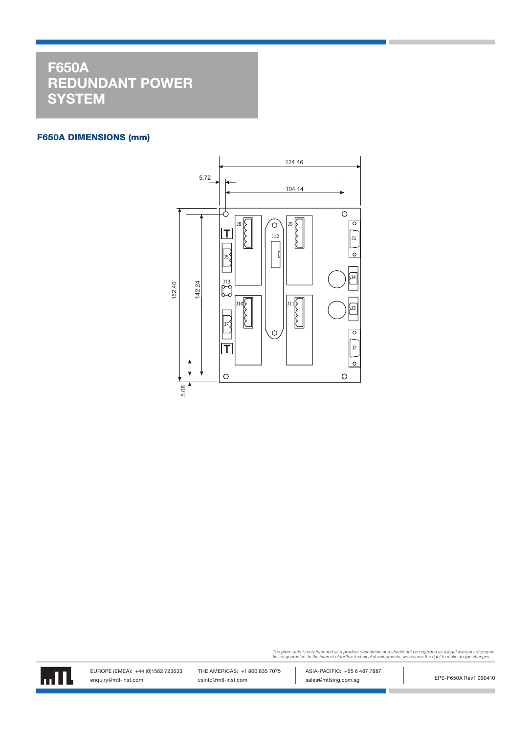# F650A REDUNDANT POWER SYSTEM

## F650A DIMENSIONS (mm)

124.46

5.72

104.14

152.40

142.24

5.08

J8

J12

J9

J1

J5

J13

J4

J10

J11

J3

J7

J2

*The given data is only intended as a product description and should not be regarded as a legal warranty of properties or guarantee. In the interest of further technical developments, we reserve the right to make design changes.*

EUROPE (EMEA): +44 (0)1582 723633
enquiry@mtl-inst.com

THE AMERICAS: +1 800 835 7075
csinfo@mtl-inst.com

ASIA-PACIFIC: +65 6 487 7887
sales@mtlsing.com.sg

EPS-F650A Rev1 090410